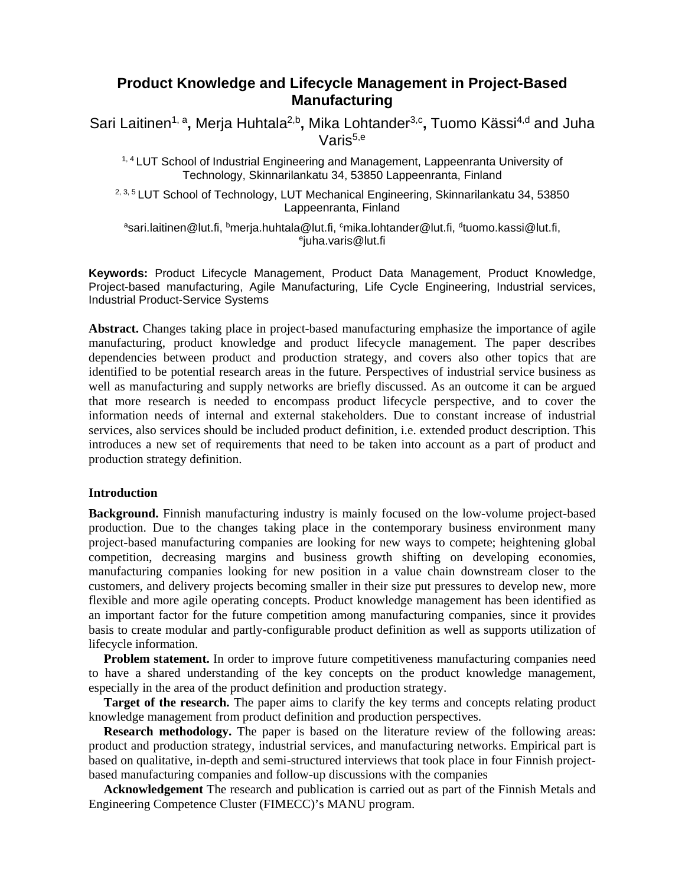# Product Knowledge and Lifecycle Management in Project-Based Manufacturing

Sari Laitinen[1, a], Merja Huhtala[2,b], Mika Lohtander[3,c], Tuomo Kässi[4,d] and Juha Varis[5,e]

[1, 4] LUT School of Industrial Engineering and Management, Lappeenranta University of Technology, Skinnarilankatu 34, 53850 Lappeenranta, Finland

[2, 3, 5] LUT School of Technology, LUT Mechanical Engineering, Skinnarilankatu 34, 53850 Lappeenranta, Finland

[a]sari.laitinen@lut.fi, [b]merja.huhtala@lut.fi, [c]mika.lohtander@lut.fi, [d]tuomo.kassi@lut.fi, [e]juha.varis@lut.fi

**Keywords:** Product Lifecycle Management, Product Data Management, Product Knowledge, Project-based manufacturing, Agile Manufacturing, Life Cycle Engineering, Industrial services, Industrial Product-Service Systems

**Abstract.** Changes taking place in project-based manufacturing emphasize the importance of agile manufacturing, product knowledge and product lifecycle management. The paper describes dependencies between product and production strategy, and covers also other topics that are identified to be potential research areas in the future. Perspectives of industrial service business as well as manufacturing and supply networks are briefly discussed. As an outcome it can be argued that more research is needed to encompass product lifecycle perspective, and to cover the information needs of internal and external stakeholders. Due to constant increase of industrial services, also services should be included product definition, i.e. extended product description. This introduces a new set of requirements that need to be taken into account as a part of product and production strategy definition.

## Introduction

**Background.** Finnish manufacturing industry is mainly focused on the low-volume project-based production. Due to the changes taking place in the contemporary business environment many project-based manufacturing companies are looking for new ways to compete; heightening global competition, decreasing margins and business growth shifting on developing economies, manufacturing companies looking for new position in a value chain downstream closer to the customers, and delivery projects becoming smaller in their size put pressures to develop new, more flexible and more agile operating concepts. Product knowledge management has been identified as an important factor for the future competition among manufacturing companies, since it provides basis to create modular and partly-configurable product definition as well as supports utilization of lifecycle information.

**Problem statement.** In order to improve future competitiveness manufacturing companies need to have a shared understanding of the key concepts on the product knowledge management, especially in the area of the product definition and production strategy.

**Target of the research.** The paper aims to clarify the key terms and concepts relating product knowledge management from product definition and production perspectives.

**Research methodology.** The paper is based on the literature review of the following areas: product and production strategy, industrial services, and manufacturing networks. Empirical part is based on qualitative, in-depth and semi-structured interviews that took place in four Finnish project-based manufacturing companies and follow-up discussions with the companies

**Acknowledgement** The research and publication is carried out as part of the Finnish Metals and Engineering Competence Cluster (FIMECC)'s MANU program.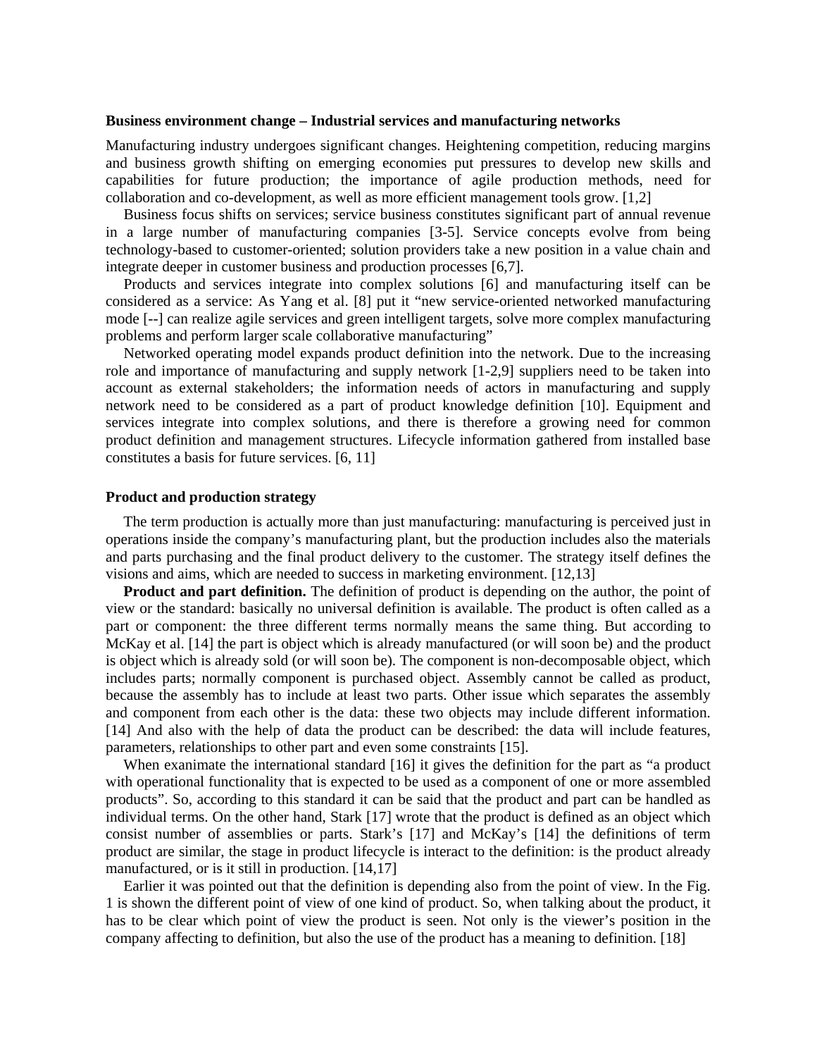## Business environment change – Industrial services and manufacturing networks

Manufacturing industry undergoes significant changes. Heightening competition, reducing margins and business growth shifting on emerging economies put pressures to develop new skills and capabilities for future production; the importance of agile production methods, need for collaboration and co-development, as well as more efficient management tools grow. [1,2]

Business focus shifts on services; service business constitutes significant part of annual revenue in a large number of manufacturing companies [3-5]. Service concepts evolve from being technology-based to customer-oriented; solution providers take a new position in a value chain and integrate deeper in customer business and production processes [6,7].

Products and services integrate into complex solutions [6] and manufacturing itself can be considered as a service: As Yang et al. [8] put it "new service-oriented networked manufacturing mode [--] can realize agile services and green intelligent targets, solve more complex manufacturing problems and perform larger scale collaborative manufacturing"

Networked operating model expands product definition into the network. Due to the increasing role and importance of manufacturing and supply network [1-2,9] suppliers need to be taken into account as external stakeholders; the information needs of actors in manufacturing and supply network need to be considered as a part of product knowledge definition [10]. Equipment and services integrate into complex solutions, and there is therefore a growing need for common product definition and management structures. Lifecycle information gathered from installed base constitutes a basis for future services. [6, 11]

## Product and production strategy

The term production is actually more than just manufacturing: manufacturing is perceived just in operations inside the company's manufacturing plant, but the production includes also the materials and parts purchasing and the final product delivery to the customer. The strategy itself defines the visions and aims, which are needed to success in marketing environment. [12,13]

**Product and part definition.** The definition of product is depending on the author, the point of view or the standard: basically no universal definition is available. The product is often called as a part or component: the three different terms normally means the same thing. But according to McKay et al. [14] the part is object which is already manufactured (or will soon be) and the product is object which is already sold (or will soon be). The component is non-decomposable object, which includes parts; normally component is purchased object. Assembly cannot be called as product, because the assembly has to include at least two parts. Other issue which separates the assembly and component from each other is the data: these two objects may include different information. [14] And also with the help of data the product can be described: the data will include features, parameters, relationships to other part and even some constraints [15].

When exanimate the international standard [16] it gives the definition for the part as "a product with operational functionality that is expected to be used as a component of one or more assembled products". So, according to this standard it can be said that the product and part can be handled as individual terms. On the other hand, Stark [17] wrote that the product is defined as an object which consist number of assemblies or parts. Stark's [17] and McKay's [14] the definitions of term product are similar, the stage in product lifecycle is interact to the definition: is the product already manufactured, or is it still in production. [14,17]

Earlier it was pointed out that the definition is depending also from the point of view. In the Fig. 1 is shown the different point of view of one kind of product. So, when talking about the product, it has to be clear which point of view the product is seen. Not only is the viewer's position in the company affecting to definition, but also the use of the product has a meaning to definition. [18]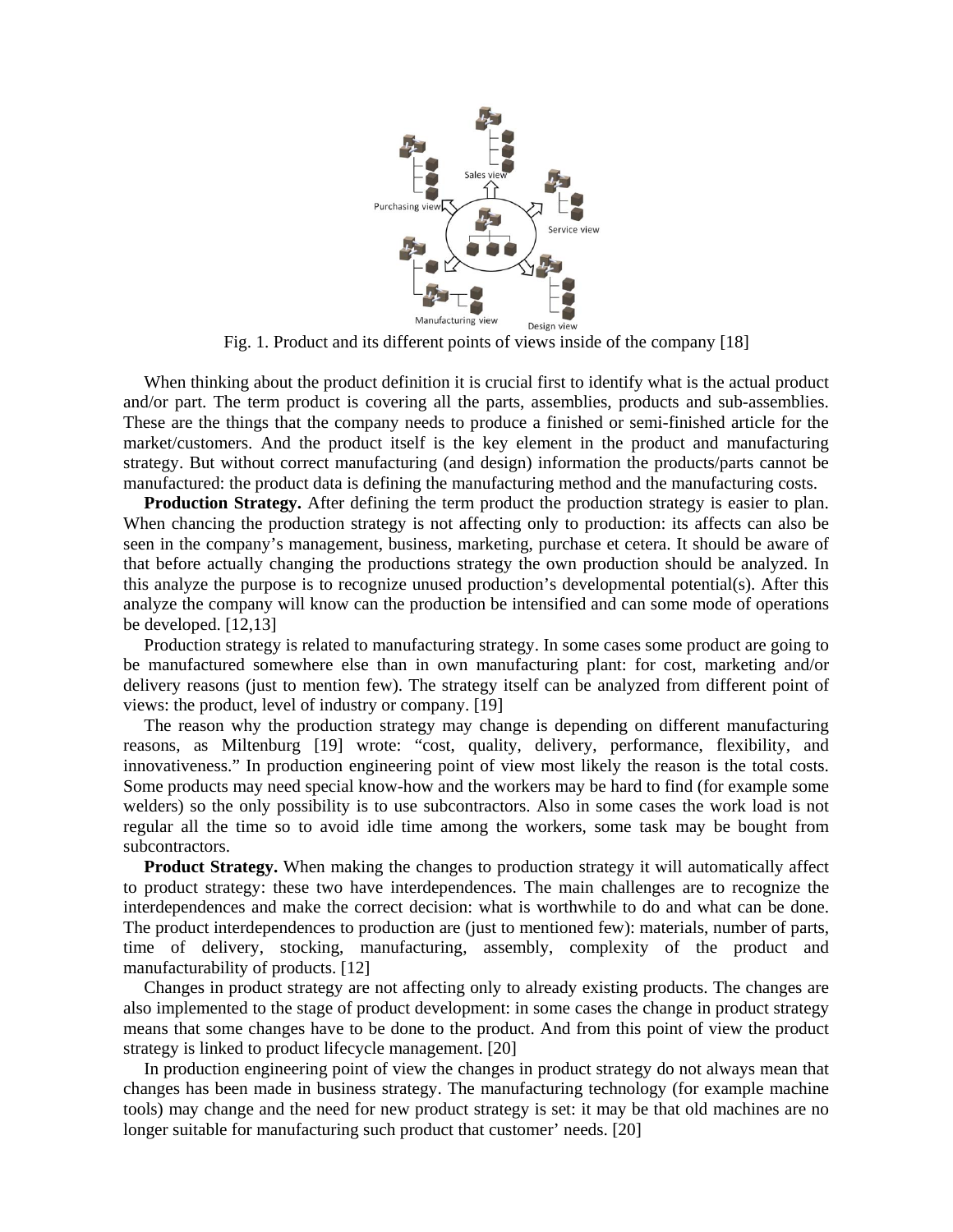Fig. 1. Product and its different points of views inside of the company [18]

When thinking about the product definition it is crucial first to identify what is the actual product and/or part. The term product is covering all the parts, assemblies, products and sub-assemblies. These are the things that the company needs to produce a finished or semi-finished article for the market/customers. And the product itself is the key element in the product and manufacturing strategy. But without correct manufacturing (and design) information the products/parts cannot be manufactured: the product data is defining the manufacturing method and the manufacturing costs.

**Production Strategy.** After defining the term product the production strategy is easier to plan. When chancing the production strategy is not affecting only to production: its affects can also be seen in the company's management, business, marketing, purchase et cetera. It should be aware of that before actually changing the productions strategy the own production should be analyzed. In this analyze the purpose is to recognize unused production's developmental potential(s). After this analyze the company will know can the production be intensified and can some mode of operations be developed. [12,13]

Production strategy is related to manufacturing strategy. In some cases some product are going to be manufactured somewhere else than in own manufacturing plant: for cost, marketing and/or delivery reasons (just to mention few). The strategy itself can be analyzed from different point of views: the product, level of industry or company. [19]

The reason why the production strategy may change is depending on different manufacturing reasons, as Miltenburg [19] wrote: "cost, quality, delivery, performance, flexibility, and innovativeness." In production engineering point of view most likely the reason is the total costs. Some products may need special know-how and the workers may be hard to find (for example some welders) so the only possibility is to use subcontractors. Also in some cases the work load is not regular all the time so to avoid idle time among the workers, some task may be bought from subcontractors.

**Product Strategy.** When making the changes to production strategy it will automatically affect to product strategy: these two have interdependences. The main challenges are to recognize the interdependences and make the correct decision: what is worthwhile to do and what can be done. The product interdependences to production are (just to mentioned few): materials, number of parts, time of delivery, stocking, manufacturing, assembly, complexity of the product and manufacturability of products. [12]

Changes in product strategy are not affecting only to already existing products. The changes are also implemented to the stage of product development: in some cases the change in product strategy means that some changes have to be done to the product. And from this point of view the product strategy is linked to product lifecycle management. [20]

In production engineering point of view the changes in product strategy do not always mean that changes has been made in business strategy. The manufacturing technology (for example machine tools) may change and the need for new product strategy is set: it may be that old machines are no longer suitable for manufacturing such product that customer' needs. [20]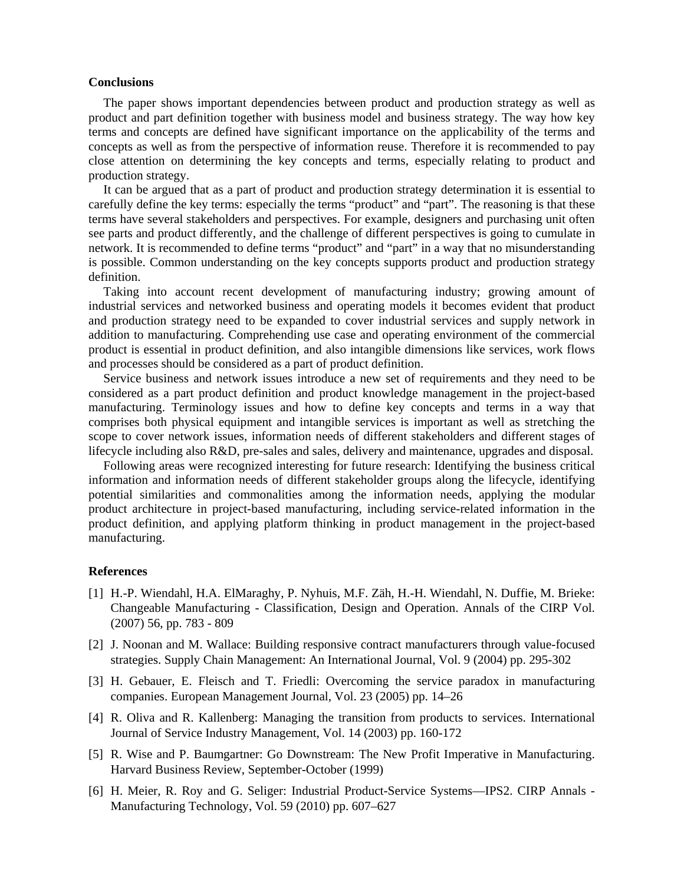## Conclusions

The paper shows important dependencies between product and production strategy as well as product and part definition together with business model and business strategy. The way how key terms and concepts are defined have significant importance on the applicability of the terms and concepts as well as from the perspective of information reuse. Therefore it is recommended to pay close attention on determining the key concepts and terms, especially relating to product and production strategy.

It can be argued that as a part of product and production strategy determination it is essential to carefully define the key terms: especially the terms "product" and "part". The reasoning is that these terms have several stakeholders and perspectives. For example, designers and purchasing unit often see parts and product differently, and the challenge of different perspectives is going to cumulate in network. It is recommended to define terms "product" and "part" in a way that no misunderstanding is possible. Common understanding on the key concepts supports product and production strategy definition.

Taking into account recent development of manufacturing industry; growing amount of industrial services and networked business and operating models it becomes evident that product and production strategy need to be expanded to cover industrial services and supply network in addition to manufacturing. Comprehending use case and operating environment of the commercial product is essential in product definition, and also intangible dimensions like services, work flows and processes should be considered as a part of product definition.

Service business and network issues introduce a new set of requirements and they need to be considered as a part product definition and product knowledge management in the project-based manufacturing. Terminology issues and how to define key concepts and terms in a way that comprises both physical equipment and intangible services is important as well as stretching the scope to cover network issues, information needs of different stakeholders and different stages of lifecycle including also R&D, pre-sales and sales, delivery and maintenance, upgrades and disposal.

Following areas were recognized interesting for future research: Identifying the business critical information and information needs of different stakeholder groups along the lifecycle, identifying potential similarities and commonalities among the information needs, applying the modular product architecture in project-based manufacturing, including service-related information in the product definition, and applying platform thinking in product management in the project-based manufacturing.

## References

[1] H.-P. Wiendahl, H.A. ElMaraghy, P. Nyhuis, M.F. Zäh, H.-H. Wiendahl, N. Duffie, M. Brieke: Changeable Manufacturing - Classification, Design and Operation. Annals of the CIRP Vol. (2007) 56, pp. 783 - 809

[2] J. Noonan and M. Wallace: Building responsive contract manufacturers through value-focused strategies. Supply Chain Management: An International Journal, Vol. 9 (2004) pp. 295-302

[3] H. Gebauer, E. Fleisch and T. Friedli: Overcoming the service paradox in manufacturing companies. European Management Journal, Vol. 23 (2005) pp. 14–26

[4] R. Oliva and R. Kallenberg: Managing the transition from products to services. International Journal of Service Industry Management, Vol. 14 (2003) pp. 160-172

[5] R. Wise and P. Baumgartner: Go Downstream: The New Profit Imperative in Manufacturing. Harvard Business Review, September-October (1999)

[6] H. Meier, R. Roy and G. Seliger: Industrial Product-Service Systems—IPS2. CIRP Annals - Manufacturing Technology, Vol. 59 (2010) pp. 607–627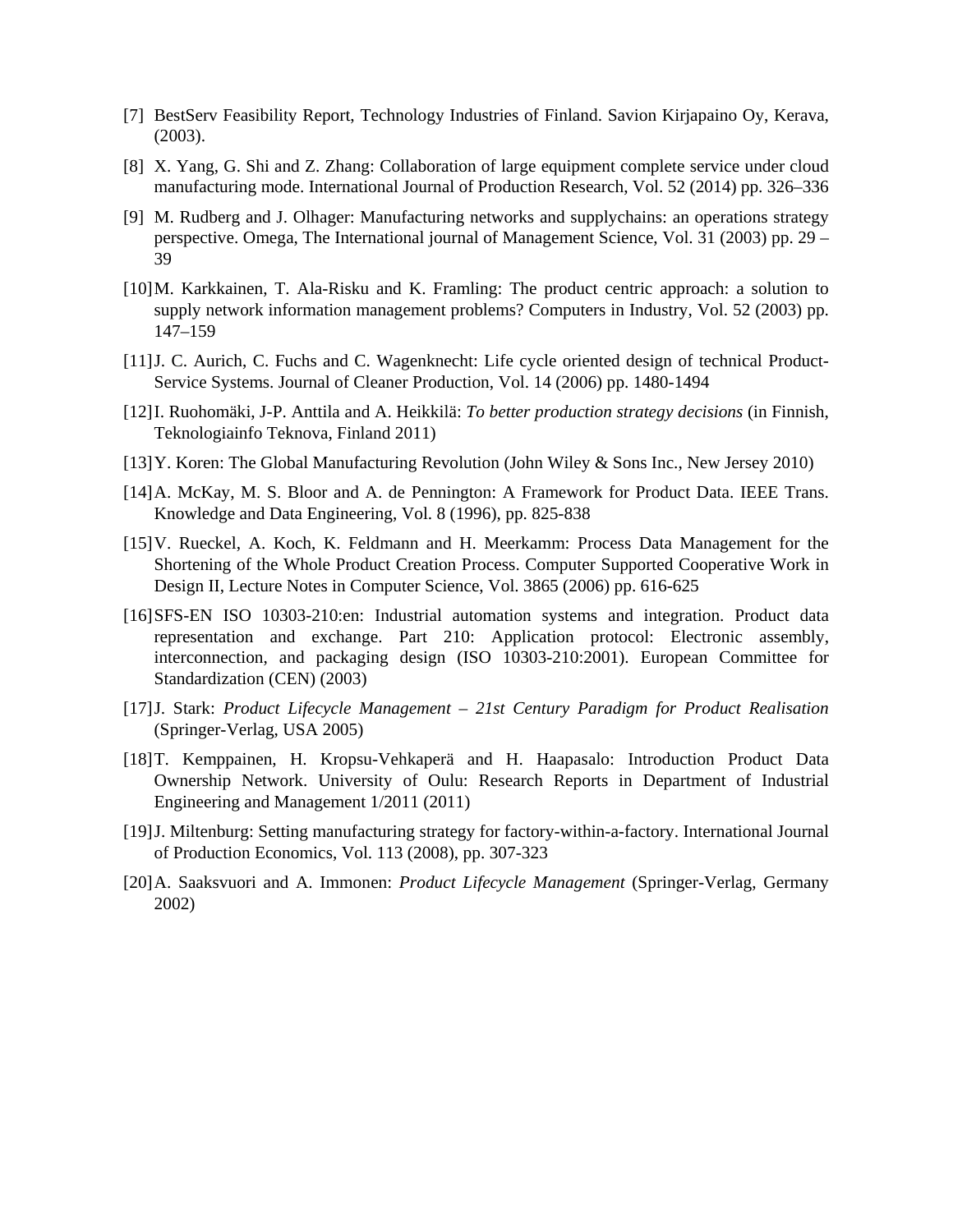[7] BestServ Feasibility Report, Technology Industries of Finland. Savion Kirjapaino Oy, Kerava, (2003).

[8] X. Yang, G. Shi and Z. Zhang: Collaboration of large equipment complete service under cloud manufacturing mode. International Journal of Production Research, Vol. 52 (2014) pp. 326–336

[9] M. Rudberg and J. Olhager: Manufacturing networks and supplychains: an operations strategy perspective. Omega, The International journal of Management Science, Vol. 31 (2003) pp. 29 – 39

[10] M. Karkkainen, T. Ala-Risku and K. Framling: The product centric approach: a solution to supply network information management problems? Computers in Industry, Vol. 52 (2003) pp. 147–159

[11] J. C. Aurich, C. Fuchs and C. Wagenknecht: Life cycle oriented design of technical Product-Service Systems. Journal of Cleaner Production, Vol. 14 (2006) pp. 1480-1494

[12] I. Ruohomäki, J-P. Anttila and A. Heikkilä: *To better production strategy decisions* (in Finnish, Teknologiainfo Teknova, Finland 2011)

[13] Y. Koren: The Global Manufacturing Revolution (John Wiley & Sons Inc., New Jersey 2010)

[14] A. McKay, M. S. Bloor and A. de Pennington: A Framework for Product Data. IEEE Trans. Knowledge and Data Engineering, Vol. 8 (1996), pp. 825-838

[15] V. Rueckel, A. Koch, K. Feldmann and H. Meerkamm: Process Data Management for the Shortening of the Whole Product Creation Process. Computer Supported Cooperative Work in Design II, Lecture Notes in Computer Science, Vol. 3865 (2006) pp. 616-625

[16] SFS-EN ISO 10303-210:en: Industrial automation systems and integration. Product data representation and exchange. Part 210: Application protocol: Electronic assembly, interconnection, and packaging design (ISO 10303-210:2001). European Committee for Standardization (CEN) (2003)

[17] J. Stark: *Product Lifecycle Management – 21st Century Paradigm for Product Realisation* (Springer-Verlag, USA 2005)

[18] T. Kemppainen, H. Kropsu-Vehkaperä and H. Haapasalo: Introduction Product Data Ownership Network. University of Oulu: Research Reports in Department of Industrial Engineering and Management 1/2011 (2011)

[19] J. Miltenburg: Setting manufacturing strategy for factory-within-a-factory. International Journal of Production Economics, Vol. 113 (2008), pp. 307-323

[20] A. Saaksvuori and A. Immonen: *Product Lifecycle Management* (Springer-Verlag, Germany 2002)